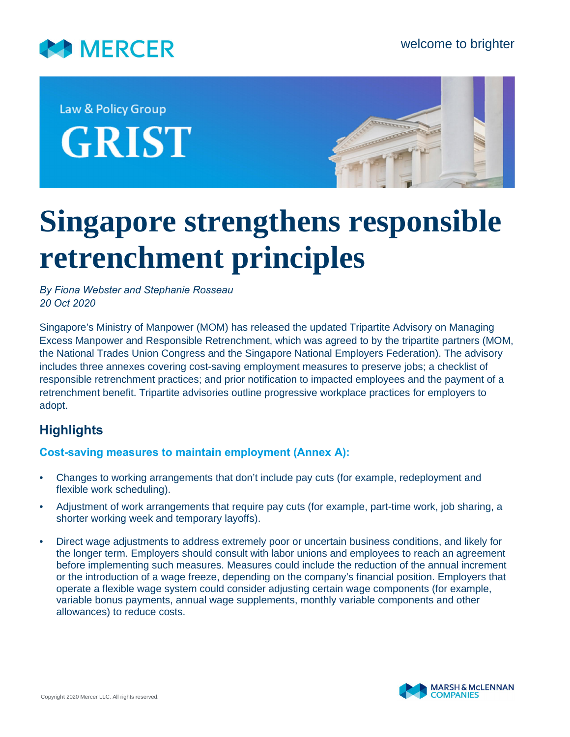Law & Policy Group

GRIST

# Singapore strengthens responsible retrenchment principles

*By Fiona Webster and Stephanie Rosseau*
*20 Oct 2020*

Singapore's Ministry of Manpower (MOM) has released the updated Tripartite Advisory on Managing Excess Manpower and Responsible Retrenchment, which was agreed to by the tripartite partners (MOM, the National Trades Union Congress and the Singapore National Employers Federation). The advisory includes three annexes covering cost-saving employment measures to preserve jobs; a checklist of responsible retrenchment practices; and prior notification to impacted employees and the payment of a retrenchment benefit. Tripartite advisories outline progressive workplace practices for employers to adopt.

## Highlights

### Cost-saving measures to maintain employment (Annex A):

- Changes to working arrangements that don't include pay cuts (for example, redeployment and flexible work scheduling).
- Adjustment of work arrangements that require pay cuts (for example, part-time work, job sharing, a shorter working week and temporary layoffs).
- Direct wage adjustments to address extremely poor or uncertain business conditions, and likely for the longer term. Employers should consult with labor unions and employees to reach an agreement before implementing such measures. Measures could include the reduction of the annual increment or the introduction of a wage freeze, depending on the company's financial position. Employers that operate a flexible wage system could consider adjusting certain wage components (for example, variable bonus payments, annual wage supplements, monthly variable components and other allowances) to reduce costs.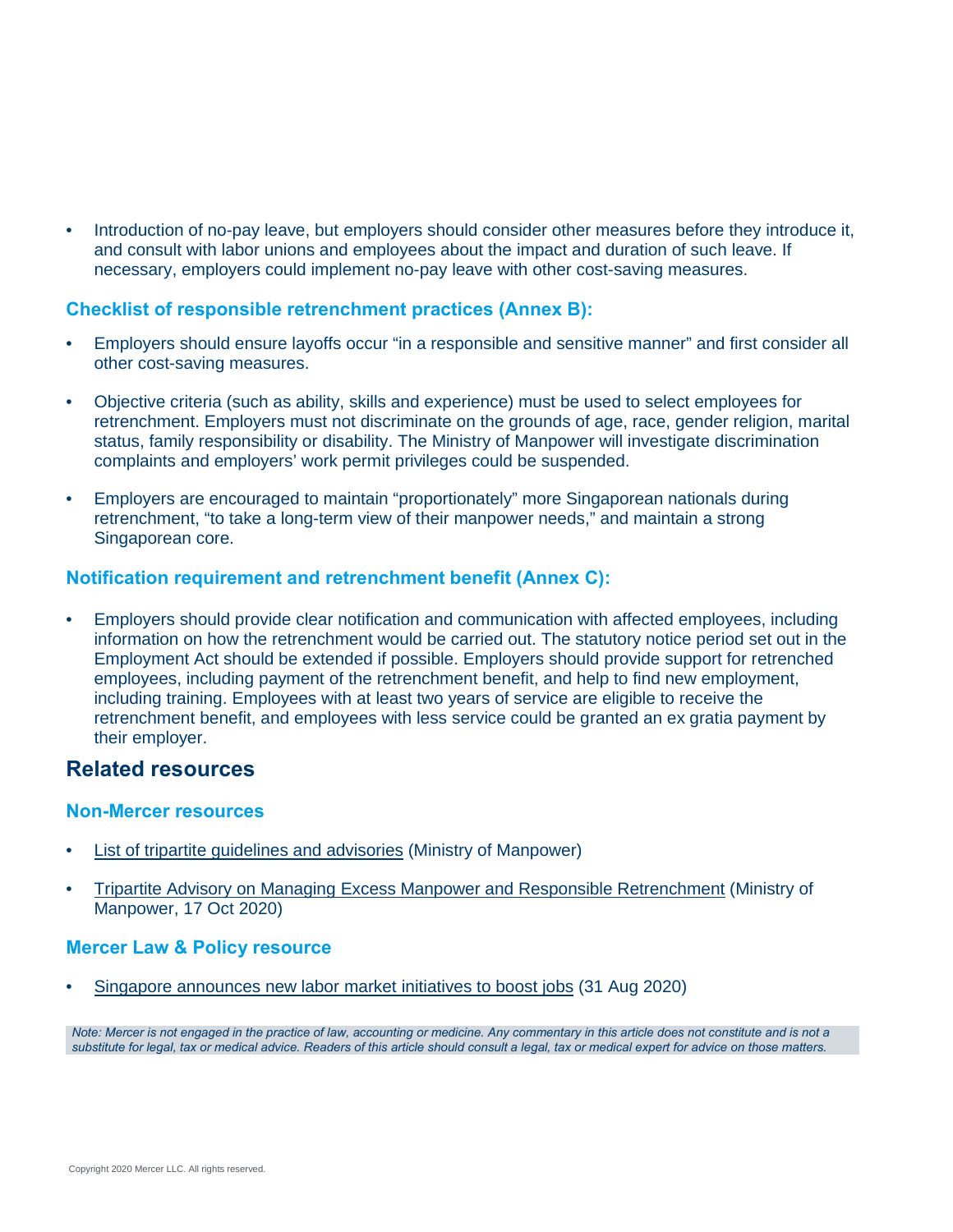- Introduction of no-pay leave, but employers should consider other measures before they introduce it, and consult with labor unions and employees about the impact and duration of such leave. If necessary, employers could implement no-pay leave with other cost-saving measures.

### Checklist of responsible retrenchment practices (Annex B):

- Employers should ensure layoffs occur "in a responsible and sensitive manner" and first consider all other cost-saving measures.

- Objective criteria (such as ability, skills and experience) must be used to select employees for retrenchment. Employers must not discriminate on the grounds of age, race, gender religion, marital status, family responsibility or disability. The Ministry of Manpower will investigate discrimination complaints and employers' work permit privileges could be suspended.

- Employers are encouraged to maintain "proportionately" more Singaporean nationals during retrenchment, "to take a long-term view of their manpower needs," and maintain a strong Singaporean core.

### Notification requirement and retrenchment benefit (Annex C):

- Employers should provide clear notification and communication with affected employees, including information on how the retrenchment would be carried out. The statutory notice period set out in the Employment Act should be extended if possible. Employers should provide support for retrenched employees, including payment of the retrenchment benefit, and help to find new employment, including training. Employees with at least two years of service are eligible to receive the retrenchment benefit, and employees with less service could be granted an ex gratia payment by their employer.

## Related resources

### Non-Mercer resources

- List of tripartite guidelines and advisories (Ministry of Manpower)

- Tripartite Advisory on Managing Excess Manpower and Responsible Retrenchment (Ministry of Manpower, 17 Oct 2020)

### Mercer Law & Policy resource

- Singapore announces new labor market initiatives to boost jobs (31 Aug 2020)

*Note: Mercer is not engaged in the practice of law, accounting or medicine. Any commentary in this article does not constitute and is not a substitute for legal, tax or medical advice. Readers of this article should consult a legal, tax or medical expert for advice on those matters.*

Copyright 2020 Mercer LLC. All rights reserved.